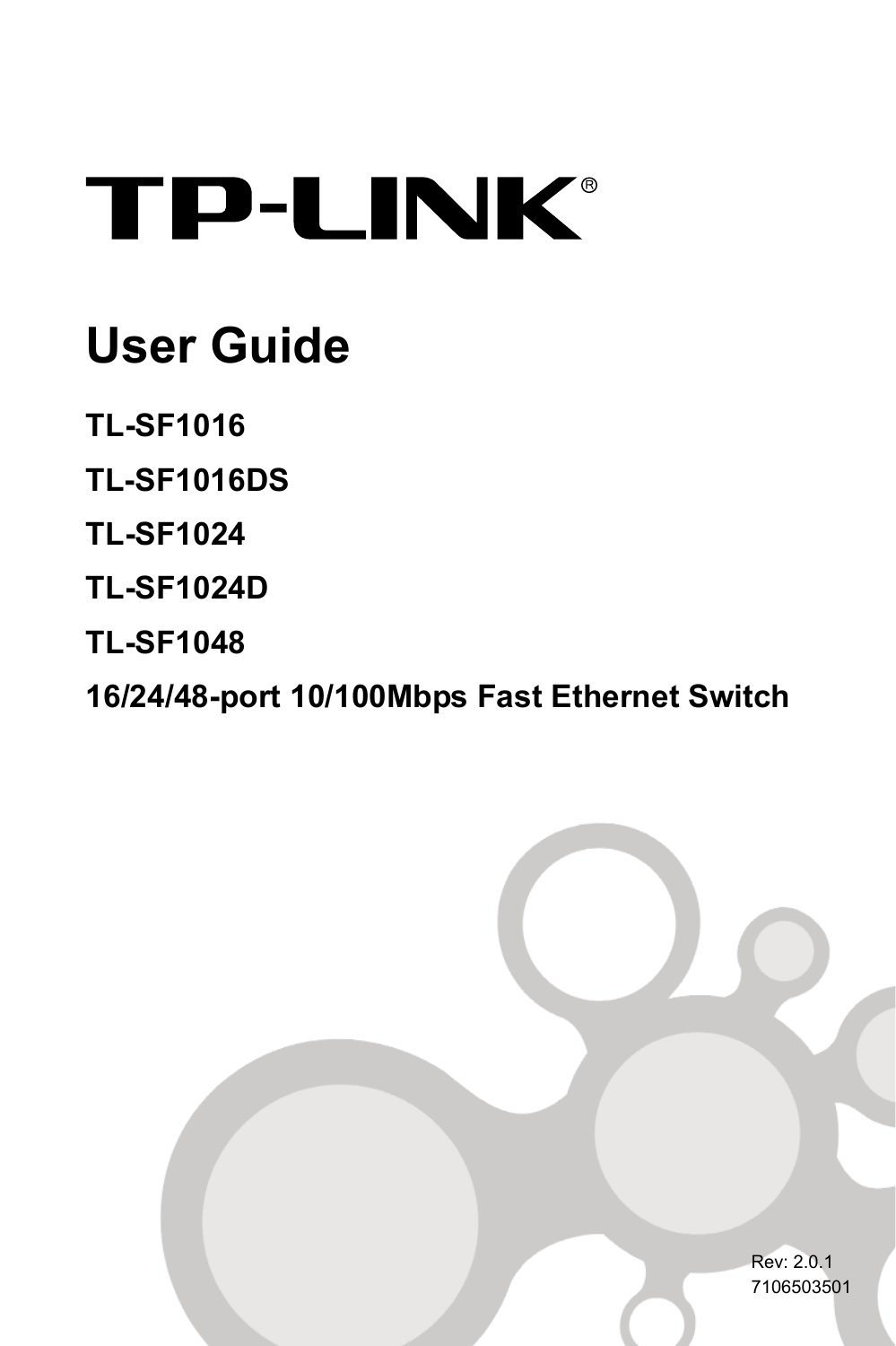TP-LINK®

# User Guide

**TL-SF1016**

**TL-SF1016DS**

**TL-SF1024**

**TL-SF1024D**

**TL-SF1048**

**16/24/48-port 10/100Mbps Fast Ethernet Switch**

Rev: 2.0.1

7106503501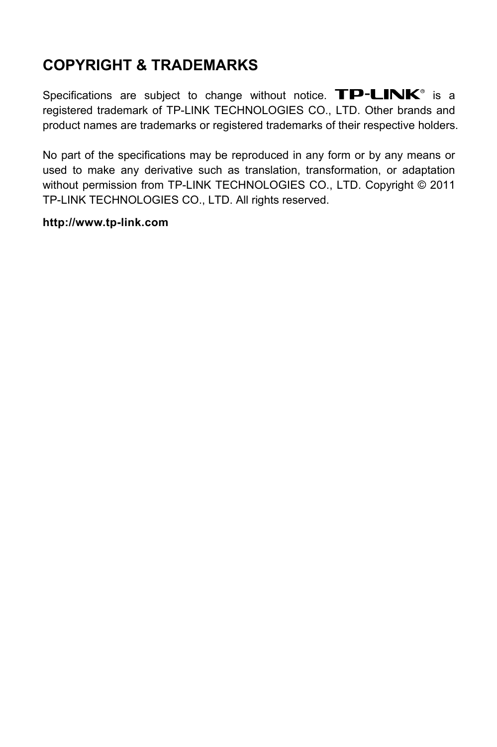## COPYRIGHT & TRADEMARKS

Specifications are subject to change without notice. TP-LINK® is a registered trademark of TP-LINK TECHNOLOGIES CO., LTD. Other brands and product names are trademarks or registered trademarks of their respective holders.

No part of the specifications may be reproduced in any form or by any means or used to make any derivative such as translation, transformation, or adaptation without permission from TP-LINK TECHNOLOGIES CO., LTD. Copyright © 2011 TP-LINK TECHNOLOGIES CO., LTD. All rights reserved.

**http://www.tp-link.com**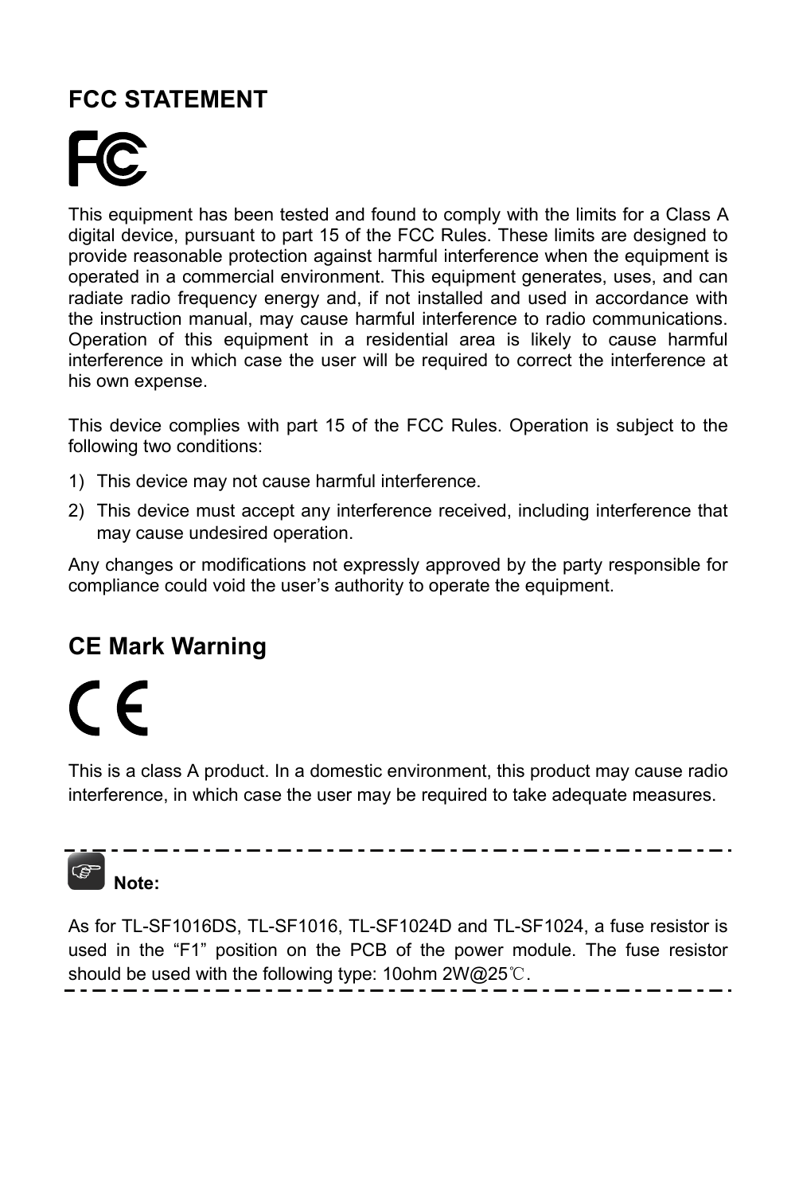## FCC STATEMENT

This equipment has been tested and found to comply with the limits for a Class A digital device, pursuant to part 15 of the FCC Rules. These limits are designed to provide reasonable protection against harmful interference when the equipment is operated in a commercial environment. This equipment generates, uses, and can radiate radio frequency energy and, if not installed and used in accordance with the instruction manual, may cause harmful interference to radio communications. Operation of this equipment in a residential area is likely to cause harmful interference in which case the user will be required to correct the interference at his own expense.

This device complies with part 15 of the FCC Rules. Operation is subject to the following two conditions:

1) This device may not cause harmful interference.
2) This device must accept any interference received, including interference that may cause undesired operation.

Any changes or modifications not expressly approved by the party responsible for compliance could void the user's authority to operate the equipment.

## CE Mark Warning

This is a class A product. In a domestic environment, this product may cause radio interference, in which case the user may be required to take adequate measures.

---

**Note:**

As for TL-SF1016DS, TL-SF1016, TL-SF1024D and TL-SF1024, a fuse resistor is used in the "F1" position on the PCB of the power module. The fuse resistor should be used with the following type: 10ohm 2W@25℃.

---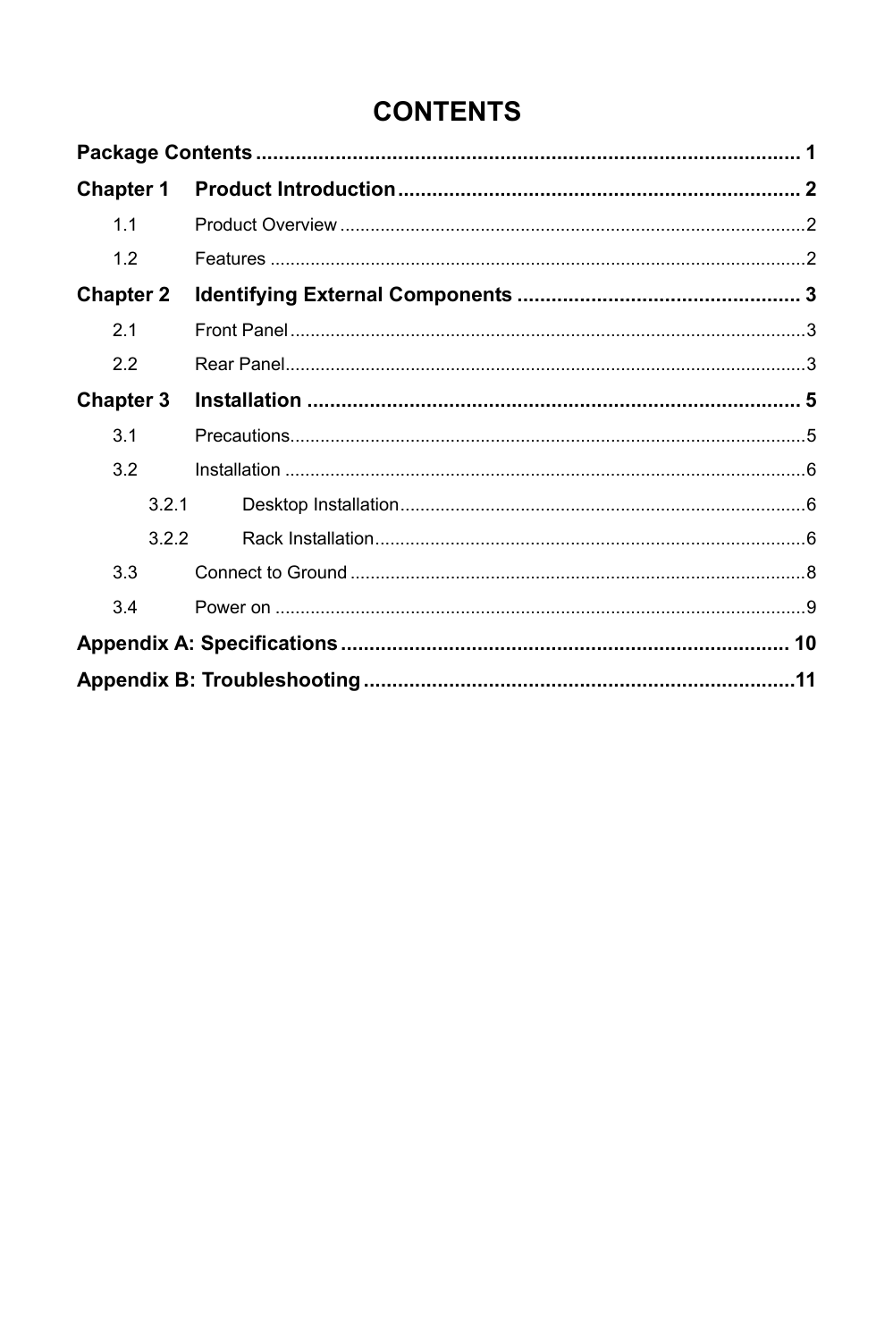# CONTENTS

**Package Contents** ........................................................................................ **1**

**Chapter 1 Product Introduction** ................................................................ **2**

- 1.1 Product Overview ........................................................................................2
- 1.2 Features ......................................................................................................2

**Chapter 2 Identifying External Components** ............................................ **3**

- 2.1 Front Panel ..................................................................................................3
- 2.2 Rear Panel ...................................................................................................3

**Chapter 3 Installation** ................................................................................ **5**

- 3.1 Precautions ..................................................................................................5
- 3.2 Installation ...................................................................................................6
  - 3.2.1 Desktop Installation ...............................................................................6
  - 3.2.2 Rack Installation ....................................................................................6
- 3.3 Connect to Ground .......................................................................................8
- 3.4 Power on ......................................................................................................9

**Appendix A: Specifications** ........................................................................ **10**

**Appendix B: Troubleshooting** ..................................................................... **11**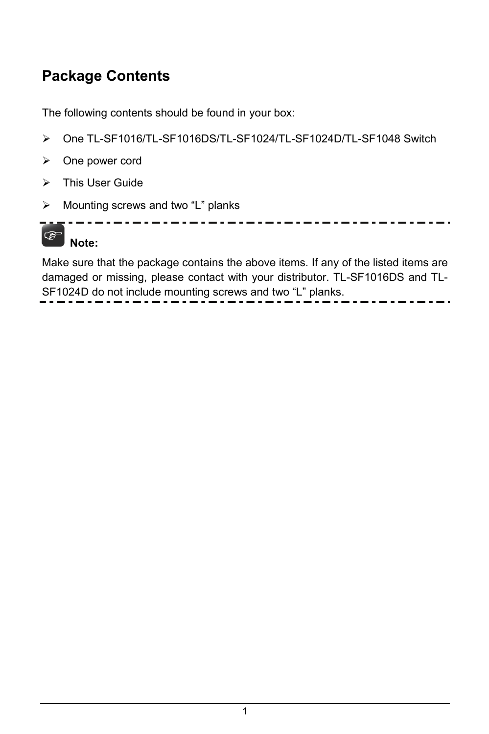## Package Contents

The following contents should be found in your box:

- One TL-SF1016/TL-SF1016DS/TL-SF1024/TL-SF1024D/TL-SF1048 Switch
- One power cord
- This User Guide
- Mounting screws and two “L” planks

**Note:**

Make sure that the package contains the above items. If any of the listed items are damaged or missing, please contact with your distributor. TL-SF1016DS and TL-SF1024D do not include mounting screws and two “L” planks.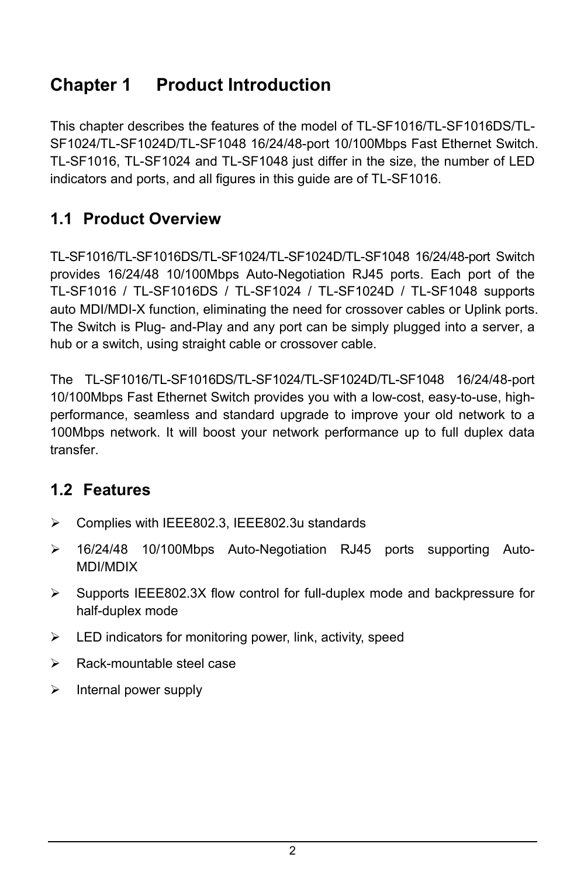# Chapter 1 Product Introduction

This chapter describes the features of the model of TL-SF1016/TL-SF1016DS/TL-SF1024/TL-SF1024D/TL-SF1048 16/24/48-port 10/100Mbps Fast Ethernet Switch. TL-SF1016, TL-SF1024 and TL-SF1048 just differ in the size, the number of LED indicators and ports, and all figures in this guide are of TL-SF1016.

## 1.1 Product Overview

TL-SF1016/TL-SF1016DS/TL-SF1024/TL-SF1024D/TL-SF1048 16/24/48-port Switch provides 16/24/48 10/100Mbps Auto-Negotiation RJ45 ports. Each port of the TL-SF1016 / TL-SF1016DS / TL-SF1024 / TL-SF1024D / TL-SF1048 supports auto MDI/MDI-X function, eliminating the need for crossover cables or Uplink ports. The Switch is Plug- and-Play and any port can be simply plugged into a server, a hub or a switch, using straight cable or crossover cable.

The TL-SF1016/TL-SF1016DS/TL-SF1024/TL-SF1024D/TL-SF1048 16/24/48-port 10/100Mbps Fast Ethernet Switch provides you with a low-cost, easy-to-use, high-performance, seamless and standard upgrade to improve your old network to a 100Mbps network. It will boost your network performance up to full duplex data transfer.

## 1.2 Features

- Complies with IEEE802.3, IEEE802.3u standards
- 16/24/48 10/100Mbps Auto-Negotiation RJ45 ports supporting Auto-MDI/MDIX
- Supports IEEE802.3X flow control for full-duplex mode and backpressure for half-duplex mode
- LED indicators for monitoring power, link, activity, speed
- Rack-mountable steel case
- Internal power supply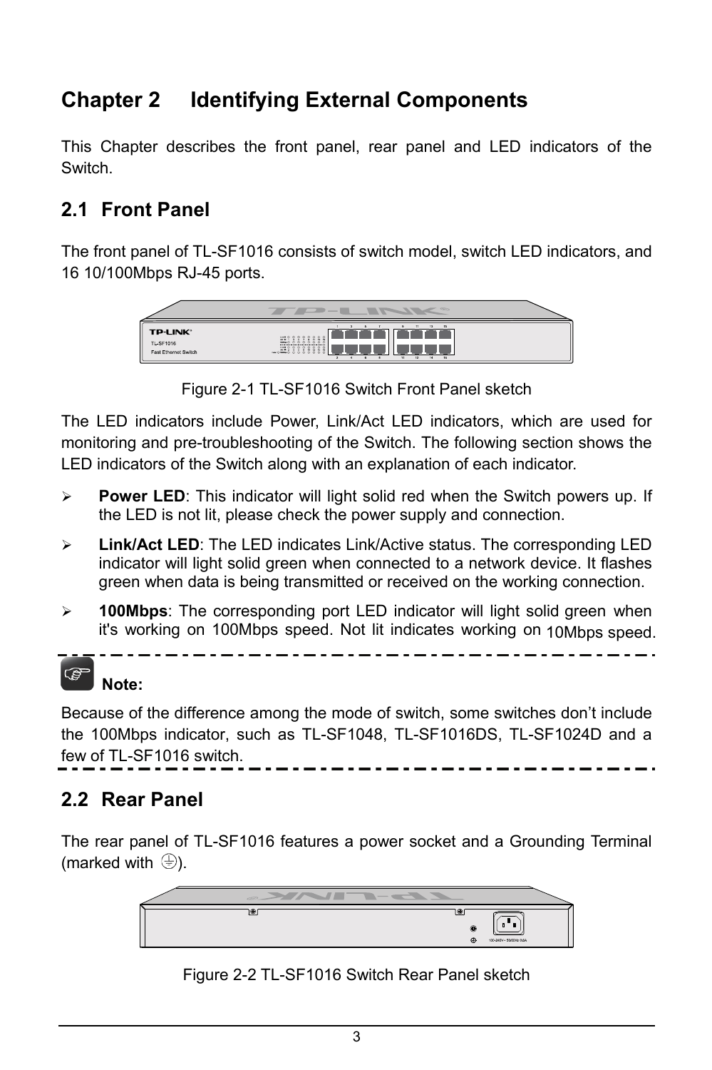# Chapter 2 Identifying External Components

This Chapter describes the front panel, rear panel and LED indicators of the Switch.

## 2.1 Front Panel

The front panel of TL-SF1016 consists of switch model, switch LED indicators, and 16 10/100Mbps RJ-45 ports.

Figure 2-1 TL-SF1016 Switch Front Panel sketch

The LED indicators include Power, Link/Act LED indicators, which are used for monitoring and pre-troubleshooting of the Switch. The following section shows the LED indicators of the Switch along with an explanation of each indicator.

- **Power LED**: This indicator will light solid red when the Switch powers up. If the LED is not lit, please check the power supply and connection.
- **Link/Act LED**: The LED indicates Link/Active status. The corresponding LED indicator will light solid green when connected to a network device. It flashes green when data is being transmitted or received on the working connection.
- **100Mbps**: The corresponding port LED indicator will light solid green when it's working on 100Mbps speed. Not lit indicates working on 10Mbps speed.

**Note:**

Because of the difference among the mode of switch, some switches don't include the 100Mbps indicator, such as TL-SF1048, TL-SF1016DS, TL-SF1024D and a few of TL-SF1016 switch.

## 2.2 Rear Panel

The rear panel of TL-SF1016 features a power socket and a Grounding Terminal (marked with ⏚).

Figure 2-2 TL-SF1016 Switch Rear Panel sketch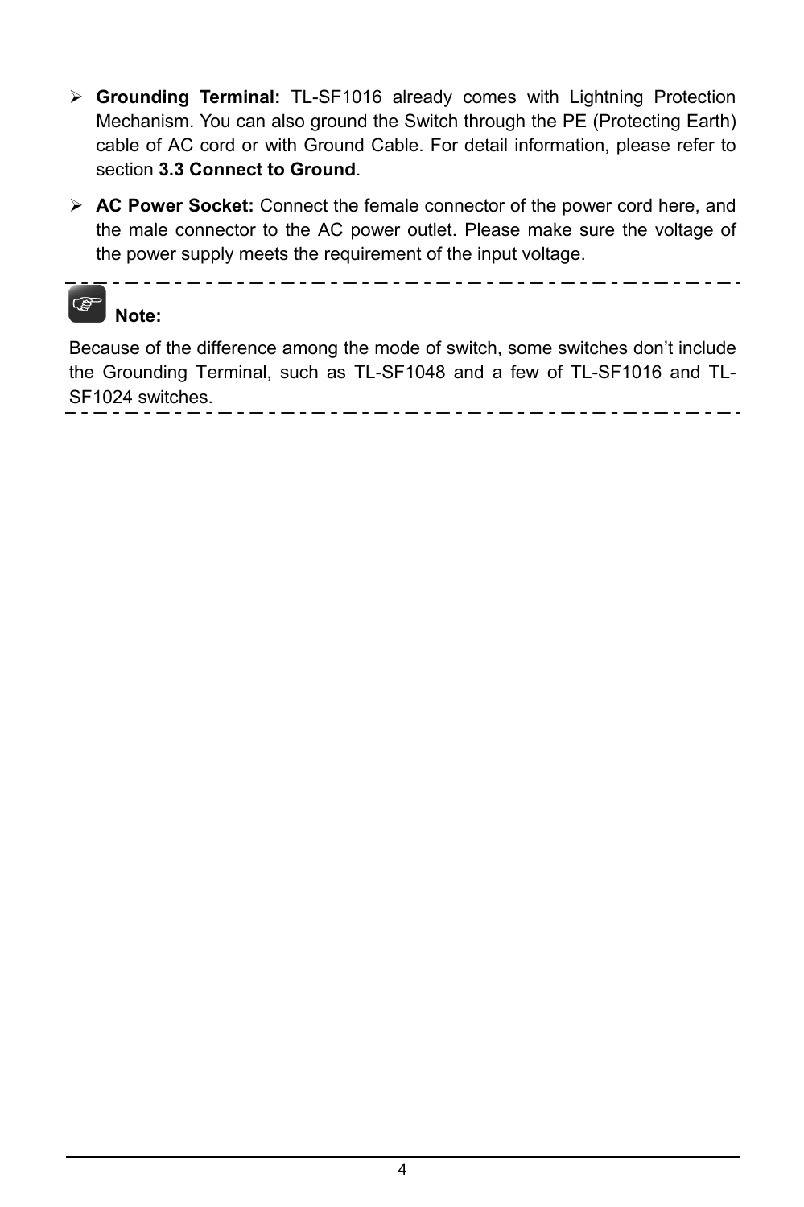- **Grounding Terminal:** TL-SF1016 already comes with Lightning Protection Mechanism. You can also ground the Switch through the PE (Protecting Earth) cable of AC cord or with Ground Cable. For detail information, please refer to section **3.3 Connect to Ground**.

- **AC Power Socket:** Connect the female connector of the power cord here, and the male connector to the AC power outlet. Please make sure the voltage of the power supply meets the requirement of the input voltage.

---

**Note:**

Because of the difference among the mode of switch, some switches don't include the Grounding Terminal, such as TL-SF1048 and a few of TL-SF1016 and TL-SF1024 switches.

---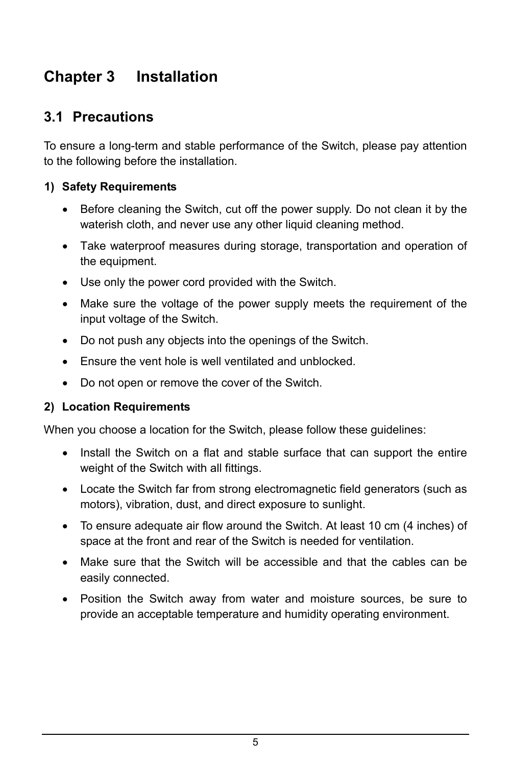# Chapter 3 Installation

## 3.1 Precautions

To ensure a long-term and stable performance of the Switch, please pay attention to the following before the installation.

**1) Safety Requirements**

- Before cleaning the Switch, cut off the power supply. Do not clean it by the waterish cloth, and never use any other liquid cleaning method.
- Take waterproof measures during storage, transportation and operation of the equipment.
- Use only the power cord provided with the Switch.
- Make sure the voltage of the power supply meets the requirement of the input voltage of the Switch.
- Do not push any objects into the openings of the Switch.
- Ensure the vent hole is well ventilated and unblocked.
- Do not open or remove the cover of the Switch.

**2) Location Requirements**

When you choose a location for the Switch, please follow these guidelines:

- Install the Switch on a flat and stable surface that can support the entire weight of the Switch with all fittings.
- Locate the Switch far from strong electromagnetic field generators (such as motors), vibration, dust, and direct exposure to sunlight.
- To ensure adequate air flow around the Switch. At least 10 cm (4 inches) of space at the front and rear of the Switch is needed for ventilation.
- Make sure that the Switch will be accessible and that the cables can be easily connected.
- Position the Switch away from water and moisture sources, be sure to provide an acceptable temperature and humidity operating environment.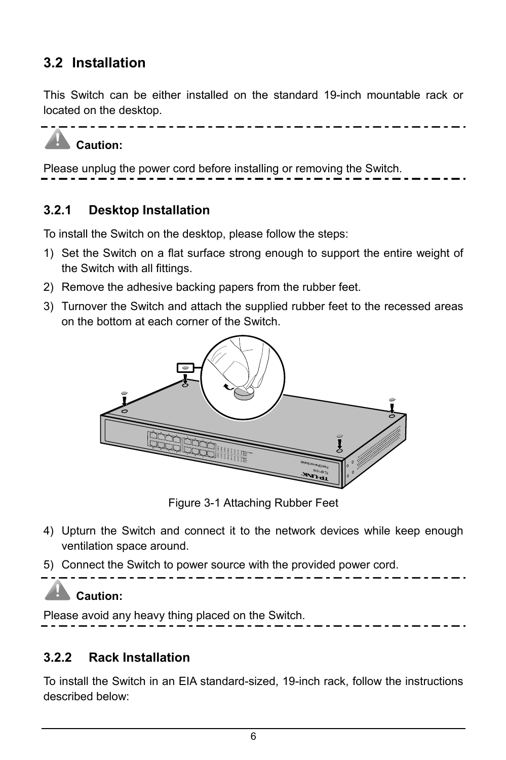## 3.2 Installation

This Switch can be either installed on the standard 19-inch mountable rack or located on the desktop.

**Caution:**

Please unplug the power cord before installing or removing the Switch.

### 3.2.1 Desktop Installation

To install the Switch on the desktop, please follow the steps:

1) Set the Switch on a flat surface strong enough to support the entire weight of the Switch with all fittings.
2) Remove the adhesive backing papers from the rubber feet.
3) Turnover the Switch and attach the supplied rubber feet to the recessed areas on the bottom at each corner of the Switch.

Figure 3-1 Attaching Rubber Feet

4) Upturn the Switch and connect it to the network devices while keep enough ventilation space around.
5) Connect the Switch to power source with the provided power cord.

**Caution:**

Please avoid any heavy thing placed on the Switch.

### 3.2.2 Rack Installation

To install the Switch in an EIA standard-sized, 19-inch rack, follow the instructions described below: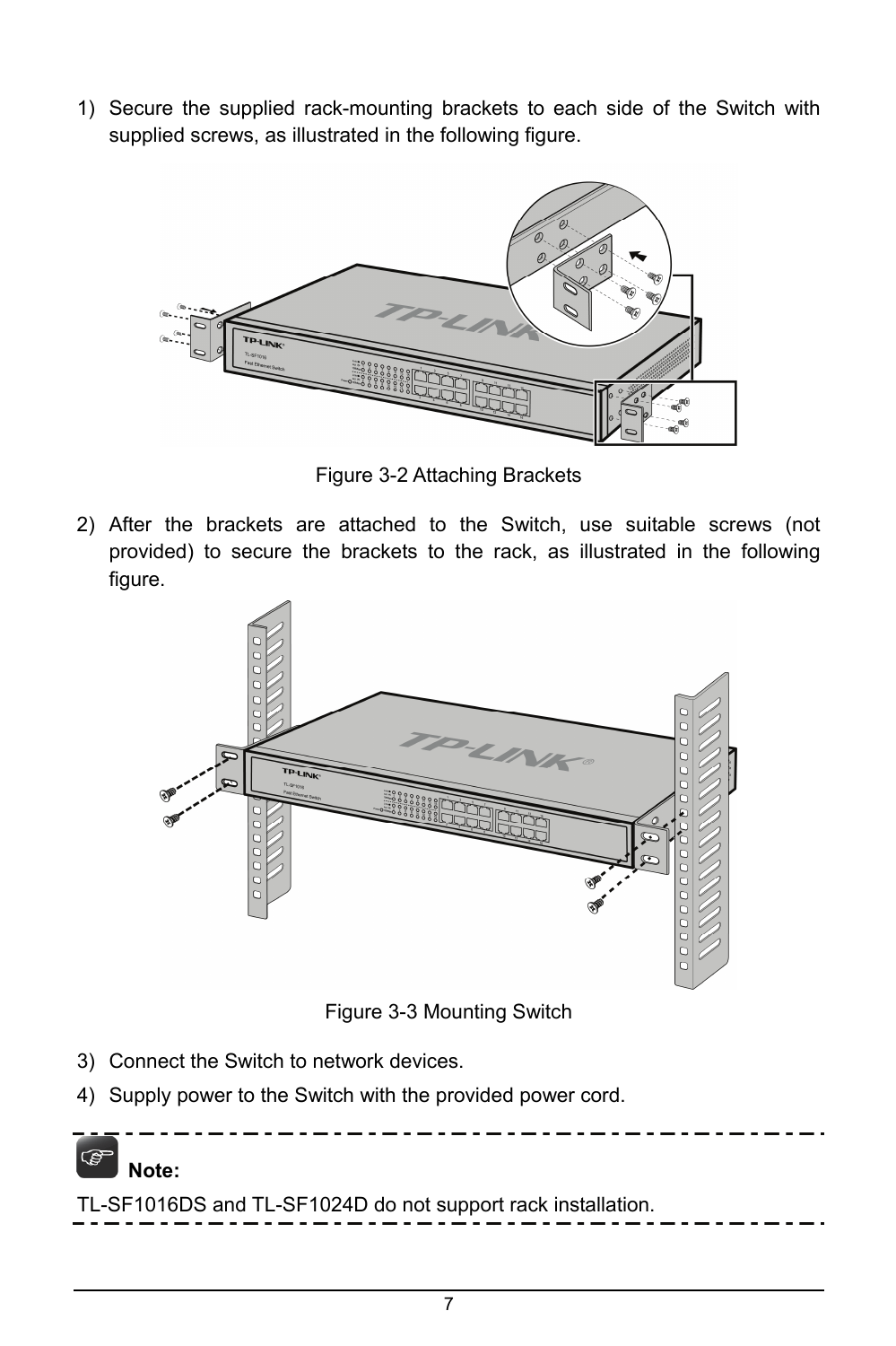1) Secure the supplied rack-mounting brackets to each side of the Switch with supplied screws, as illustrated in the following figure.

Figure 3-2 Attaching Brackets

2) After the brackets are attached to the Switch, use suitable screws (not provided) to secure the brackets to the rack, as illustrated in the following figure.

Figure 3-3 Mounting Switch

3) Connect the Switch to network devices.
4) Supply power to the Switch with the provided power cord.

**Note:**

TL-SF1016DS and TL-SF1024D do not support rack installation.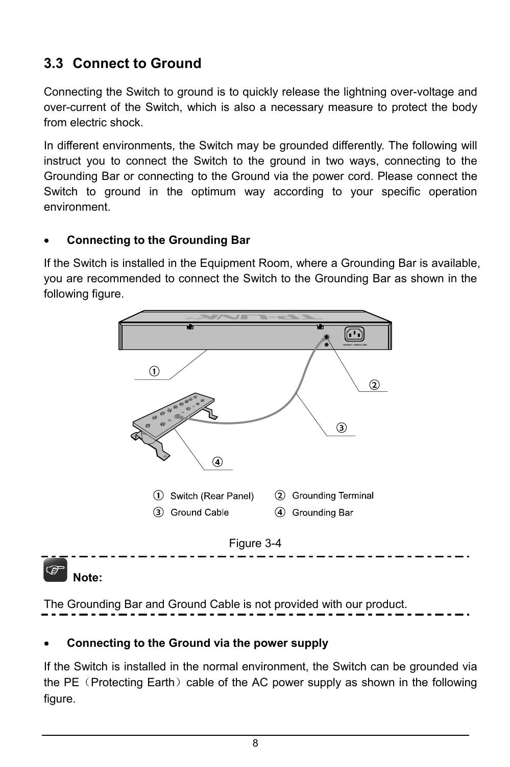## 3.3 Connect to Ground

Connecting the Switch to ground is to quickly release the lightning over-voltage and over-current of the Switch, which is also a necessary measure to protect the body from electric shock.

In different environments, the Switch may be grounded differently. The following will instruct you to connect the Switch to the ground in two ways, connecting to the Grounding Bar or connecting to the Ground via the power cord. Please connect the Switch to ground in the optimum way according to your specific operation environment.

- **Connecting to the Grounding Bar**

If the Switch is installed in the Equipment Room, where a Grounding Bar is available, you are recommended to connect the Switch to the Grounding Bar as shown in the following figure.

① Switch (Rear Panel) ② Grounding Terminal
③ Ground Cable ④ Grounding Bar

Figure 3-4

**Note:**

The Grounding Bar and Ground Cable is not provided with our product.

- **Connecting to the Ground via the power supply**

If the Switch is installed in the normal environment, the Switch can be grounded via the PE（Protecting Earth）cable of the AC power supply as shown in the following figure.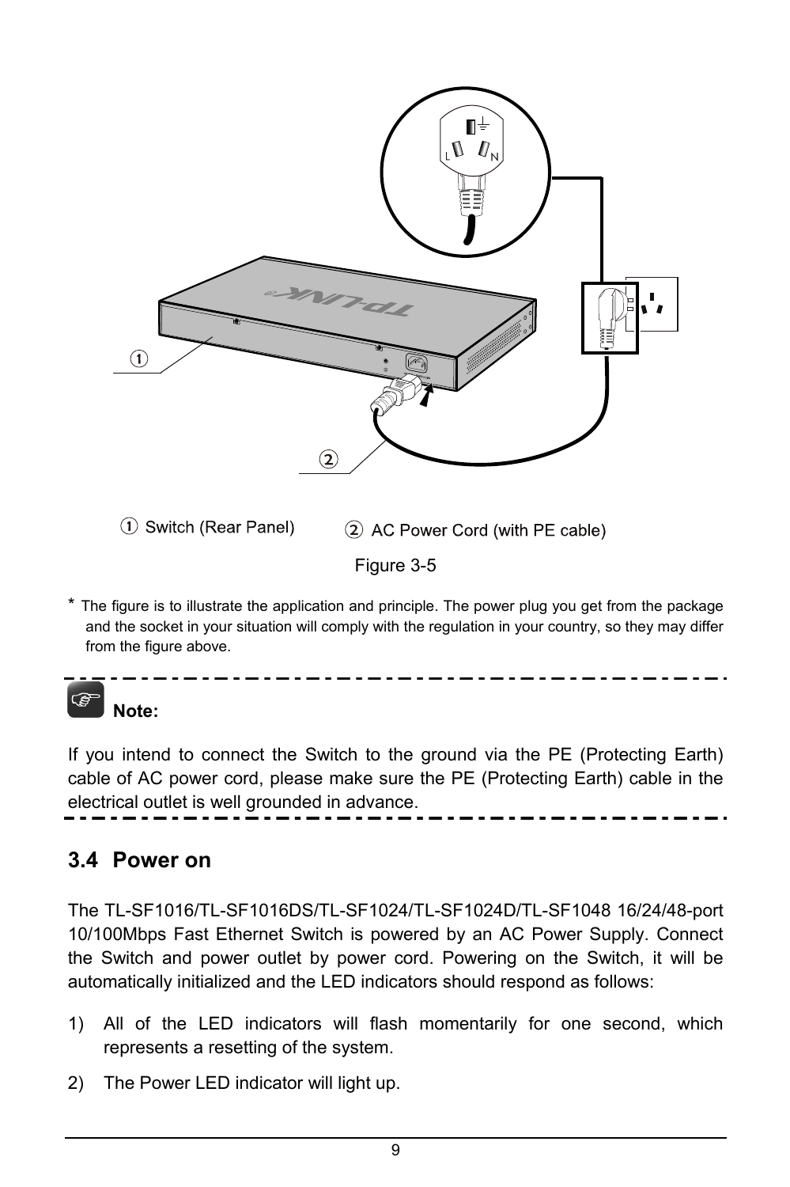① Switch (Rear Panel) ② AC Power Cord (with PE cable)

Figure 3-5

* The figure is to illustrate the application and principle. The power plug you get from the package and the socket in your situation will comply with the regulation in your country, so they may differ from the figure above.

**Note:**

If you intend to connect the Switch to the ground via the PE (Protecting Earth) cable of AC power cord, please make sure the PE (Protecting Earth) cable in the electrical outlet is well grounded in advance.

## 3.4 Power on

The TL-SF1016/TL-SF1016DS/TL-SF1024/TL-SF1024D/TL-SF1048 16/24/48-port 10/100Mbps Fast Ethernet Switch is powered by an AC Power Supply. Connect the Switch and power outlet by power cord. Powering on the Switch, it will be automatically initialized and the LED indicators should respond as follows:

1) All of the LED indicators will flash momentarily for one second, which represents a resetting of the system.
2) The Power LED indicator will light up.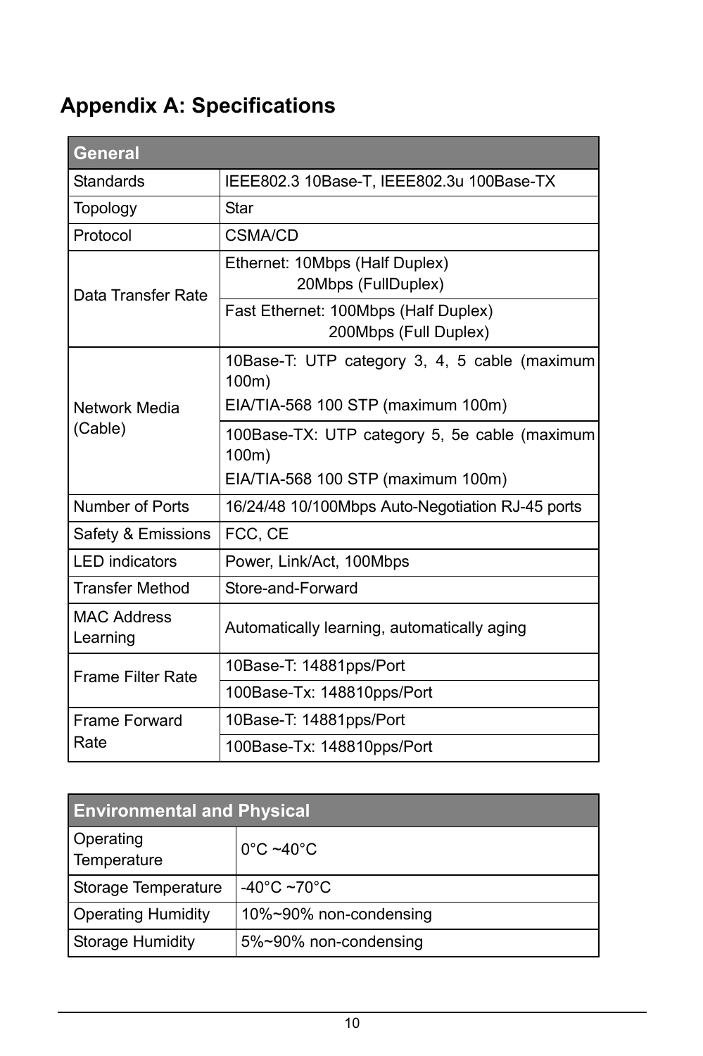# Appendix A: Specifications

| General | |
|---|---|
| Standards | IEEE802.3 10Base-T, IEEE802.3u 100Base-TX |
| Topology | Star |
| Protocol | CSMA/CD |
| Data Transfer Rate | Ethernet: 10Mbps (Half Duplex) 20Mbps (FullDuplex) |
| | Fast Ethernet: 100Mbps (Half Duplex) 200Mbps (Full Duplex) |
| Network Media (Cable) | 10Base-T: UTP category 3, 4, 5 cable (maximum 100m) EIA/TIA-568 100 STP (maximum 100m) |
| | 100Base-TX: UTP category 5, 5e cable (maximum 100m) EIA/TIA-568 100 STP (maximum 100m) |
| Number of Ports | 16/24/48 10/100Mbps Auto-Negotiation RJ-45 ports |
| Safety & Emissions | FCC, CE |
| LED indicators | Power, Link/Act, 100Mbps |
| Transfer Method | Store-and-Forward |
| MAC Address Learning | Automatically learning, automatically aging |
| Frame Filter Rate | 10Base-T: 14881pps/Port |
| | 100Base-Tx: 148810pps/Port |
| Frame Forward Rate | 10Base-T: 14881pps/Port |
| | 100Base-Tx: 148810pps/Port |

| Environmental and Physical | |
|---|---|
| Operating Temperature | 0°C ~40°C |
| Storage Temperature | -40°C ~70°C |
| Operating Humidity | 10%~90% non-condensing |
| Storage Humidity | 5%~90% non-condensing |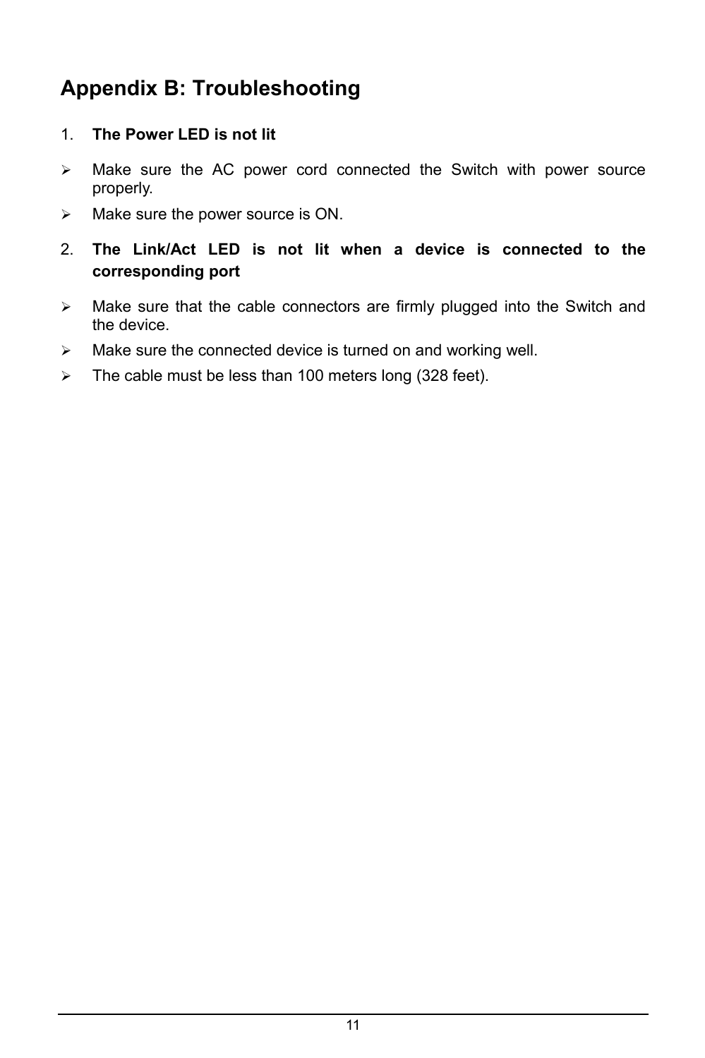# Appendix B: Troubleshooting

1. **The Power LED is not lit**

- Make sure the AC power cord connected the Switch with power source properly.
- Make sure the power source is ON.

2. **The Link/Act LED is not lit when a device is connected to the corresponding port**

- Make sure that the cable connectors are firmly plugged into the Switch and the device.
- Make sure the connected device is turned on and working well.
- The cable must be less than 100 meters long (328 feet).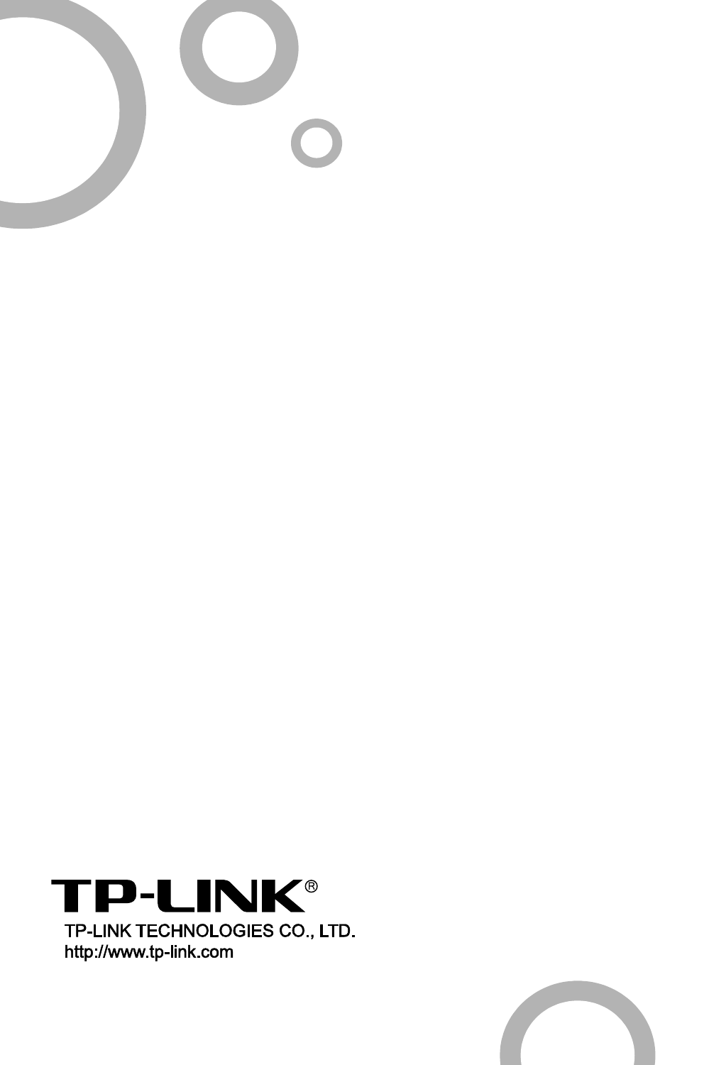TP-LINK®

TP-LINK TECHNOLOGIES CO., LTD.

http://www.tp-link.com